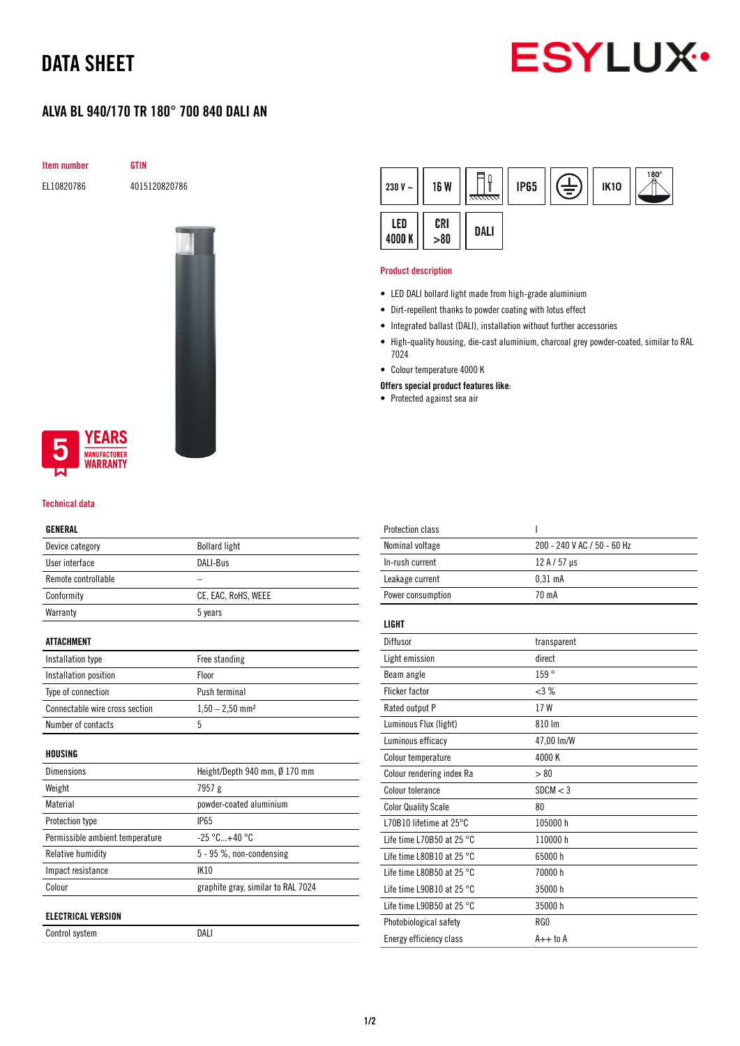# DATA SHEET

## ALVA BL 940/170 TR 180° 700 840 DALI AN

| Item number | GTIN |
|---|---|
| EL10820786 | 4015120820786 |

230 V ~ | 16 W | IP65 | IK10 | 180° | LED 4000 K | CRI >80 | DALI

5 YEARS MANUFACTURER WARRANTY

### Product description

- LED DALI bollard light made from high-grade aluminium
- Dirt-repellent thanks to powder coating with lotus effect
- Integrated ballast (DALI), installation without further accessories
- High-quality housing, die-cast aluminium, charcoal grey powder-coated, similar to RAL 7024
- Colour temperature 4000 K

**Offers special product features like:**

- Protected against sea air

### Technical data

**GENERAL**

| | |
|---|---|
| Device category | Bollard light |
| User interface | DALI-Bus |
| Remote controllable | – |
| Conformity | CE, EAC, RoHS, WEEE |
| Warranty | 5 years |

**ATTACHMENT**

| | |
|---|---|
| Installation type | Free standing |
| Installation position | Floor |
| Type of connection | Push terminal |
| Connectable wire cross section | 1,50 – 2,50 mm² |
| Number of contacts | 5 |

**HOUSING**

| | |
|---|---|
| Dimensions | Height/Depth 940 mm, Ø 170 mm |
| Weight | 7957 g |
| Material | powder-coated aluminium |
| Protection type | IP65 |
| Permissible ambient temperature | -25 °C...+40 °C |
| Relative humidity | 5 - 95 %, non-condensing |
| Impact resistance | IK10 |
| Colour | graphite gray, similar to RAL 7024 |

**ELECTRICAL VERSION**

| | |
|---|---|
| Control system | DALI |
| Protection class | I |
| Nominal voltage | 200 - 240 V AC / 50 - 60 Hz |
| In-rush current | 12 A / 57 µs |
| Leakage current | 0,31 mA |
| Power consumption | 70 mA |

**LIGHT**

| | |
|---|---|
| Diffusor | transparent |
| Light emission | direct |
| Beam angle | 159 ° |
| Flicker factor | <3 % |
| Rated output P | 17 W |
| Luminous Flux (light) | 810 lm |
| Luminous efficacy | 47,00 lm/W |
| Colour temperature | 4000 K |
| Colour rendering index Ra | > 80 |
| Colour tolerance | SDCM < 3 |
| Color Quality Scale | 80 |
| L70B10 lifetime at 25°C | 105000 h |
| Life time L70B50 at 25 °C | 110000 h |
| Life time L80B10 at 25 °C | 65000 h |
| Life time L80B50 at 25 °C | 70000 h |
| Life time L90B10 at 25 °C | 35000 h |
| Life time L90B50 at 25 °C | 35000 h |
| Photobiological safety | RG0 |
| Energy efficiency class | A++ to A |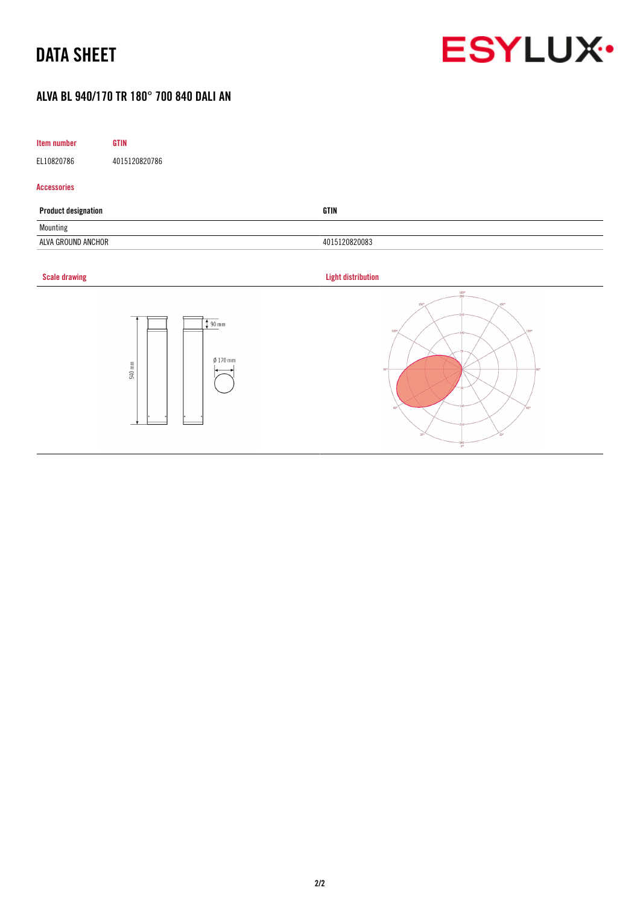# DATA SHEET

## ALVA BL 940/170 TR 180° 700 840 DALI AN

| Item number | GTIN |
| --- | --- |
| EL10820786 | 4015120820786 |

### Accessories

| Product designation | GTIN |
| --- | --- |
| Mounting | |
| ALVA GROUND ANCHOR | 4015120820083 |

### Scale drawing

940 mm

90 mm

Ø 170 mm

### Light distribution

180°

280

210

140

70

90°

0°

150°

120°

60°

30°